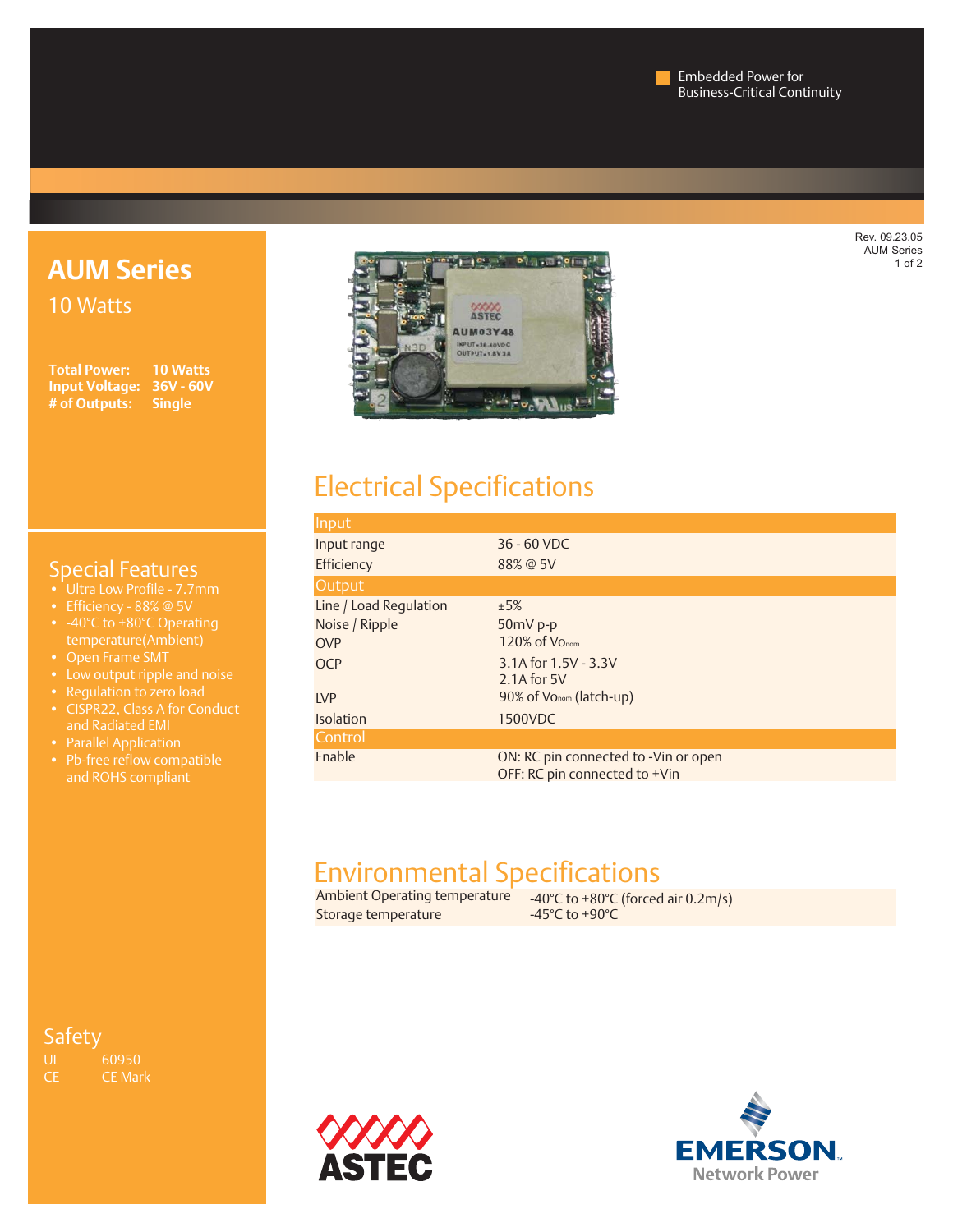Embedded Power for Business-Critical Continuity

Rev. 09.23.05
AUM Series

# AUM Series

10 Watts

**Total Power:** 10 Watts
**Input Voltage:** 36V - 60V
**# of Outputs:** Single

## Special Features

- Ultra Low Profile - 7.7mm
- Efficiency - 88% @ 5V
- -40°C to +80°C Operating temperature(Ambient)
- Open Frame SMT
- Low output ripple and noise
- Regulation to zero load
- CISPR22, Class A for Conduct and Radiated EMI
- Parallel Application
- Pb-free reflow compatible and ROHS compliant

## Safety

| | |
|---|---|
| UL | 60950 |
| CE | CE Mark |

## Electrical Specifications

| Input | |
|---|---|
| Input range | 36 - 60 VDC |
| Efficiency | 88% @ 5V |
| **Output** | |
| Line / Load Regulation | ±5% |
| Noise / Ripple | 50mV p-p |
| OVP | 120% of $Vo_{nom}$ |
| OCP | 3.1A for 1.5V - 3.3V<br>2.1A for 5V |
| LVP | 90% of $Vo_{nom}$ (latch-up) |
| Isolation | 1500VDC |
| **Control** | |
| Enable | ON: RC pin connected to -Vin or open<br>OFF: RC pin connected to +Vin |

## Environmental Specifications

| | |
|---|---|
| Ambient Operating temperature | -40°C to +80°C (forced air 0.2m/s) |
| Storage temperature | -45°C to +90°C |

ASTEC

EMERSON Network Power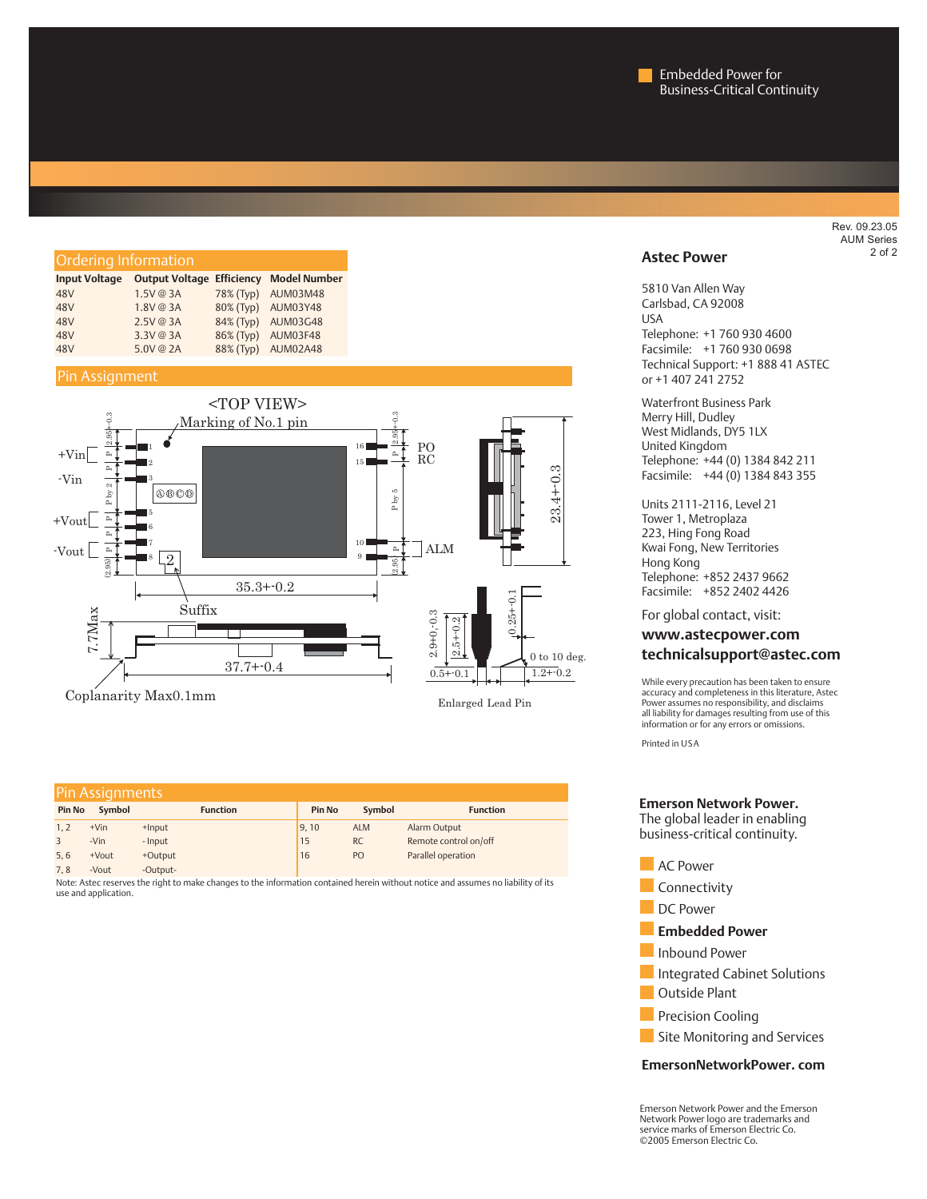Embedded Power for Business-Critical Continuity

Rev. 09.23.05
AUM Series

## Ordering Information

| Input Voltage | Output Voltage | Efficiency | Model Number |
|---|---|---|---|
| 48V | 1.5V @ 3A | 78% (Typ) | AUM03M48 |
| 48V | 1.8V @ 3A | 80% (Typ) | AUM03Y48 |
| 48V | 2.5V @ 3A | 84% (Typ) | AUM03G48 |
| 48V | 3.3V @ 3A | 86% (Typ) | AUM03F48 |
| 48V | 5.0V @ 2A | 88% (Typ) | AUM02A48 |

## Pin Assignment

<TOP VIEW>
Marking of No.1 pin
+Vin
-Vin
+Vout
-Vout
PO
RC
ALM
Suffix
35.3+-0.2
37.7+-0.4
7.7Max
23.4+-0.3
Coplanarity Max0.1mm
2.9+0,-0.3
2.5+-0.2
0.25+-0.1
0.5+-0.1
1.2+-0.2
0 to 10 deg.
Enlarged Lead Pin

## Pin Assignments

| Pin No | Symbol | Function | Pin No | Symbol | Function |
|---|---|---|---|---|---|
| 1, 2 | +Vin | +Input | 9, 10 | ALM | Alarm Output |
| 3 | -Vin | - Input | 15 | RC | Remote control on/off |
| 5, 6 | +Vout | +Output | 16 | PO | Parallel operation |
| 7, 8 | -Vout | -Output- | | | |

Note: Astec reserves the right to make changes to the information contained herein without notice and assumes no liability of its use and application.

## Astec Power

5810 Van Allen Way
Carlsbad, CA 92008
USA
Telephone: +1 760 930 4600
Facsimile: +1 760 930 0698
Technical Support: +1 888 41 ASTEC
or +1 407 241 2752

Waterfront Business Park
Merry Hill, Dudley
West Midlands, DY5 1LX
United Kingdom
Telephone: +44 (0) 1384 842 211
Facsimile: +44 (0) 1384 843 355

Units 2111-2116, Level 21
Tower 1, Metroplaza
223, Hing Fong Road
Kwai Fong, New Territories
Hong Kong
Telephone: +852 2437 9662
Facsimile: +852 2402 4426

For global contact, visit:

**www.astecpower.com**
**technicalsupport@astec.com**

While every precaution has been taken to ensure accuracy and completeness in this literature, Astec Power assumes no responsibility, and disclaims all liability for damages resulting from use of this information or for any errors or omissions.

Printed in USA

**Emerson Network Power.**
The global leader in enabling business-critical continuity.

- AC Power
- Connectivity
- DC Power
- **Embedded Power**
- Inbound Power
- Integrated Cabinet Solutions
- Outside Plant
- Precision Cooling
- Site Monitoring and Services

**EmersonNetworkPower. com**

Emerson Network Power and the Emerson Network Power logo are trademarks and service marks of Emerson Electric Co.
©2005 Emerson Electric Co.